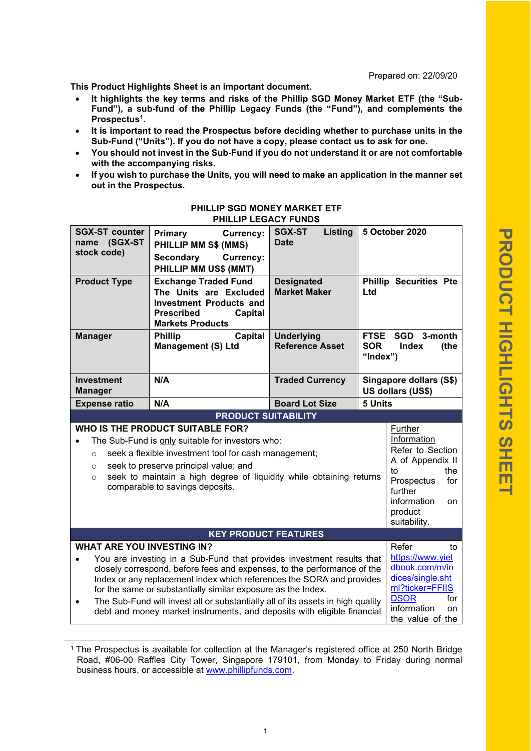Prepared on: 22/09/20

**This Product Highlights Sheet is an important document.**

- **It highlights the key terms and risks of the Phillip SGD Money Market ETF (the "Sub-Fund"), a sub-fund of the Phillip Legacy Funds (the "Fund"), and complements the Prospectus[1].**
- **It is important to read the Prospectus before deciding whether to purchase units in the Sub-Fund ("Units"). If you do not have a copy, please contact us to ask for one.**
- **You should not invest in the Sub-Fund if you do not understand it or are not comfortable with the accompanying risks.**
- **If you wish to purchase the Units, you will need to make an application in the manner set out in the Prospectus.**

**PHILLIP SGD MONEY MARKET ETF**
**PHILLIP LEGACY FUNDS**

| | | | |
|---|---|---|---|
| **SGX-ST counter name (SGX-ST stock code)** | **Primary Currency: PHILLIP MM S$ (MMS)**<br>**Secondary Currency: PHILLIP MM US$ (MMT)** | **SGX-ST Listing Date** | **5 October 2020** |
| **Product Type** | **Exchange Traded Fund**<br>**The Units are Excluded Investment Products and Prescribed Capital Markets Products** | **Designated Market Maker** | **Phillip Securities Pte Ltd** |
| **Manager** | **Phillip Capital Management (S) Ltd** | **Underlying Reference Asset** | **FTSE SGD 3-month SOR Index (the "Index")** |
| **Investment Manager** | **N/A** | **Traded Currency** | **Singapore dollars (S$)**<br>**US dollars (US$)** |
| **Expense ratio** | **N/A** | **Board Lot Size** | **5 Units** |

**PRODUCT SUITABILITY**

| | |
|---|---|
| **WHO IS THE PRODUCT SUITABLE FOR?**<br>• The Sub-Fund is <u>only</u> suitable for investors who:<br>&nbsp;&nbsp;○ seek a flexible investment tool for cash management;<br>&nbsp;&nbsp;○ seek to preserve principal value; and<br>&nbsp;&nbsp;○ seek to maintain a high degree of liquidity while obtaining returns comparable to savings deposits. | <u>Further Information</u><br>Refer to Section A of Appendix II to the Prospectus for further information on product suitability. |

**KEY PRODUCT FEATURES**

| | |
|---|---|
| **WHAT ARE YOU INVESTING IN?**<br>• You are investing in a Sub-Fund that provides investment results that closely correspond, before fees and expenses, to the performance of the Index or any replacement index which references the SORA and provides for the same or substantially similar exposure as the Index.<br>• The Sub-Fund will invest all or substantially all of its assets in high quality debt and money market instruments, and deposits with eligible financial | Refer to https://www.yieldbook.com/m/indices/single.shtml?ticker=FFIISDSOR for information on the value of the |

[1] The Prospectus is available for collection at the Manager's registered office at 250 North Bridge Road, #06-00 Raffles City Tower, Singapore 179101, from Monday to Friday during normal business hours, or accessible at www.phillipfunds.com.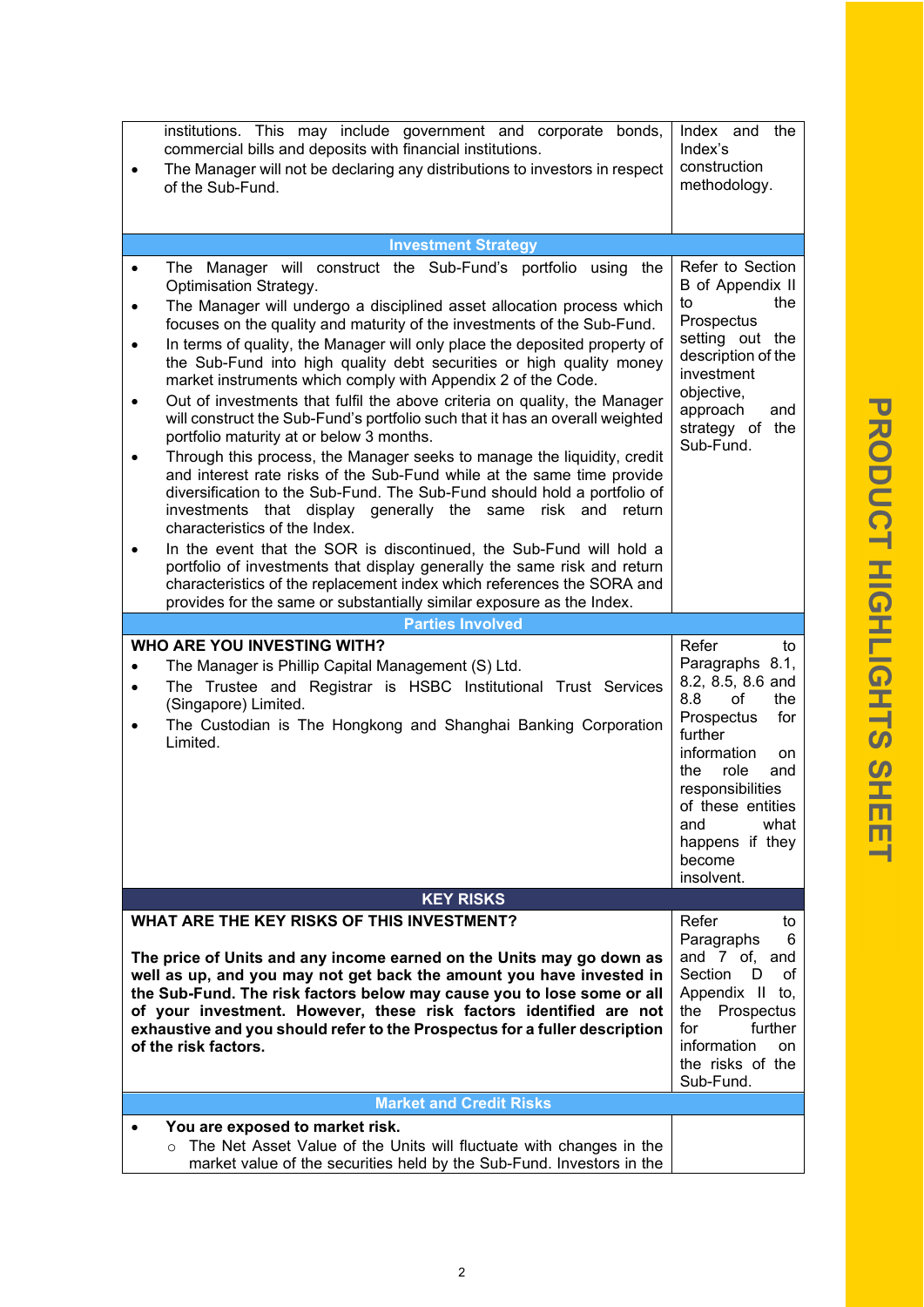| | |
|---|---|
| institutions. This may include government and corporate bonds, commercial bills and deposits with financial institutions.<br>• The Manager will not be declaring any distributions to investors in respect of the Sub-Fund. | Index and the Index's construction methodology. |
| **Investment Strategy** | |
| • The Manager will construct the Sub-Fund's portfolio using the Optimisation Strategy.<br>• The Manager will undergo a disciplined asset allocation process which focuses on the quality and maturity of the investments of the Sub-Fund.<br>• In terms of quality, the Manager will only place the deposited property of the Sub-Fund into high quality debt securities or high quality money market instruments which comply with Appendix 2 of the Code.<br>• Out of investments that fulfil the above criteria on quality, the Manager will construct the Sub-Fund's portfolio such that it has an overall weighted portfolio maturity at or below 3 months.<br>• Through this process, the Manager seeks to manage the liquidity, credit and interest rate risks of the Sub-Fund while at the same time provide diversification to the Sub-Fund. The Sub-Fund should hold a portfolio of investments that display generally the same risk and return characteristics of the Index.<br>• In the event that the SOR is discontinued, the Sub-Fund will hold a portfolio of investments that display generally the same risk and return characteristics of the replacement index which references the SORA and provides for the same or substantially similar exposure as the Index. | Refer to Section B of Appendix II to the Prospectus setting out the description of the investment objective, approach and strategy of the Sub-Fund. |
| **Parties Involved** | |
| **WHO ARE YOU INVESTING WITH?**<br>• The Manager is Phillip Capital Management (S) Ltd.<br>• The Trustee and Registrar is HSBC Institutional Trust Services (Singapore) Limited.<br>• The Custodian is The Hongkong and Shanghai Banking Corporation Limited. | Refer to Paragraphs 8.1, 8.2, 8.5, 8.6 and 8.8 of the Prospectus for further information on the role and responsibilities of these entities and what happens if they become insolvent. |
| **KEY RISKS** | |
| **WHAT ARE THE KEY RISKS OF THIS INVESTMENT?**<br><br>**The price of Units and any income earned on the Units may go down as well as up, and you may not get back the amount you have invested in the Sub-Fund. The risk factors below may cause you to lose some or all of your investment. However, these risk factors identified are not exhaustive and you should refer to the Prospectus for a fuller description of the risk factors.** | Refer to Paragraphs 6 and 7 of, and Section D of Appendix II to, the Prospectus for further information on the risks of the Sub-Fund. |
| **Market and Credit Risks** | |
| • **You are exposed to market risk.**<br>  ○ The Net Asset Value of the Units will fluctuate with changes in the market value of the securities held by the Sub-Fund. Investors in the | |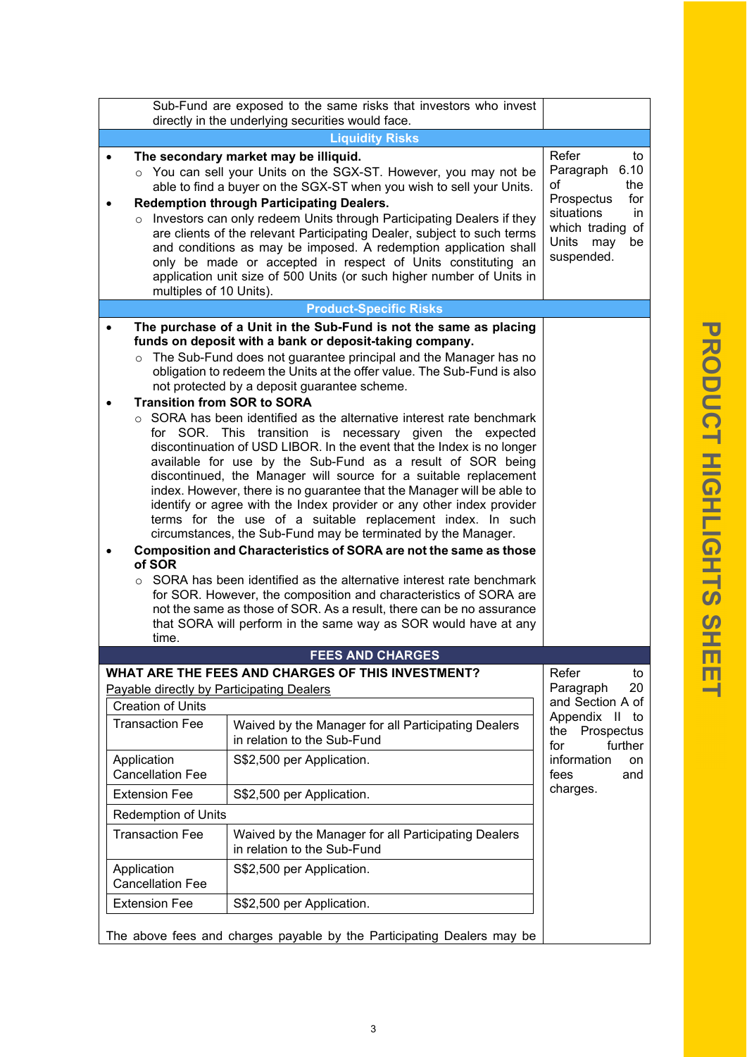Sub-Fund are exposed to the same risks that investors who invest directly in the underlying securities would face.

### Liquidity Risks

- **The secondary market may be illiquid.**
  - You can sell your Units on the SGX-ST. However, you may not be able to find a buyer on the SGX-ST when you wish to sell your Units.
- **Redemption through Participating Dealers.**
  - Investors can only redeem Units through Participating Dealers if they are clients of the relevant Participating Dealer, subject to such terms and conditions as may be imposed. A redemption application shall only be made or accepted in respect of Units constituting an application unit size of 500 Units (or such higher number of Units in multiples of 10 Units).

Refer to Paragraph 6.10 of the Prospectus for situations in which trading of Units may be suspended.

### Product-Specific Risks

- **The purchase of a Unit in the Sub-Fund is not the same as placing funds on deposit with a bank or deposit-taking company.**
  - The Sub-Fund does not guarantee principal and the Manager has no obligation to redeem the Units at the offer value. The Sub-Fund is also not protected by a deposit guarantee scheme.
- **Transition from SOR to SORA**
  - SORA has been identified as the alternative interest rate benchmark for SOR. This transition is necessary given the expected discontinuation of USD LIBOR. In the event that the Index is no longer available for use by the Sub-Fund as a result of SOR being discontinued, the Manager will source for a suitable replacement index. However, there is no guarantee that the Manager will be able to identify or agree with the Index provider or any other index provider terms for the use of a suitable replacement index. In such circumstances, the Sub-Fund may be terminated by the Manager.
- **Composition and Characteristics of SORA are not the same as those of SOR**
  - SORA has been identified as the alternative interest rate benchmark for SOR. However, the composition and characteristics of SORA are not the same as those of SOR. As a result, there can be no assurance that SORA will perform in the same way as SOR would have at any time.

## FEES AND CHARGES

**WHAT ARE THE FEES AND CHARGES OF THIS INVESTMENT?**

Payable directly by Participating Dealers

| Creation of Units | |
|---|---|
| Transaction Fee | Waived by the Manager for all Participating Dealers in relation to the Sub-Fund |
| Application Cancellation Fee | S$2,500 per Application. |
| Extension Fee | S$2,500 per Application. |
| **Redemption of Units** | |
| Transaction Fee | Waived by the Manager for all Participating Dealers in relation to the Sub-Fund |
| Application Cancellation Fee | S$2,500 per Application. |
| Extension Fee | S$2,500 per Application. |

The above fees and charges payable by the Participating Dealers may be

Refer to Paragraph 20 and Section A of Appendix II to the Prospectus for further information on fees and charges.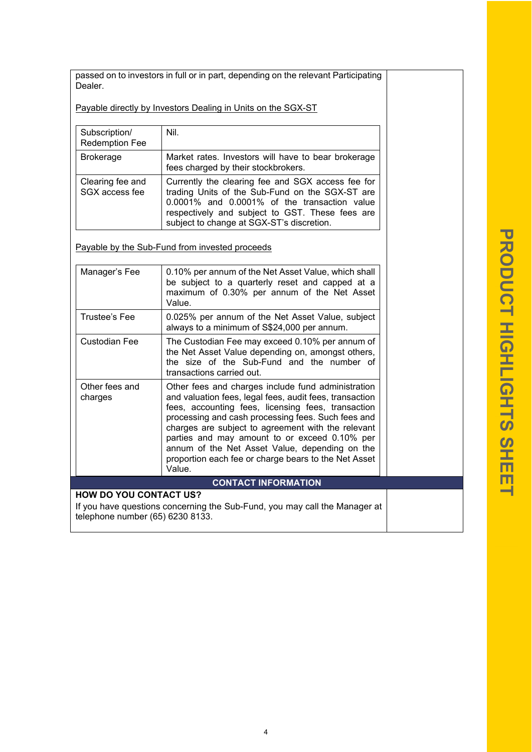passed on to investors in full or in part, depending on the relevant Participating Dealer.

Payable directly by Investors Dealing in Units on the SGX-ST

| Subscription/ Redemption Fee | Nil. |
|---|---|
| Brokerage | Market rates. Investors will have to bear brokerage fees charged by their stockbrokers. |
| Clearing fee and SGX access fee | Currently the clearing fee and SGX access fee for trading Units of the Sub-Fund on the SGX-ST are 0.0001% and 0.0001% of the transaction value respectively and subject to GST. These fees are subject to change at SGX-ST's discretion. |

Payable by the Sub-Fund from invested proceeds

| Manager's Fee | 0.10% per annum of the Net Asset Value, which shall be subject to a quarterly reset and capped at a maximum of 0.30% per annum of the Net Asset Value. |
|---|---|
| Trustee's Fee | 0.025% per annum of the Net Asset Value, subject always to a minimum of S$24,000 per annum. |
| Custodian Fee | The Custodian Fee may exceed 0.10% per annum of the Net Asset Value depending on, amongst others, the size of the Sub-Fund and the number of transactions carried out. |
| Other fees and charges | Other fees and charges include fund administration and valuation fees, legal fees, audit fees, transaction fees, accounting fees, licensing fees, transaction processing and cash processing fees. Such fees and charges are subject to agreement with the relevant parties and may amount to or exceed 0.10% per annum of the Net Asset Value, depending on the proportion each fee or charge bears to the Net Asset Value. |

## CONTACT INFORMATION

**HOW DO YOU CONTACT US?**

If you have questions concerning the Sub-Fund, you may call the Manager at telephone number (65) 6230 8133.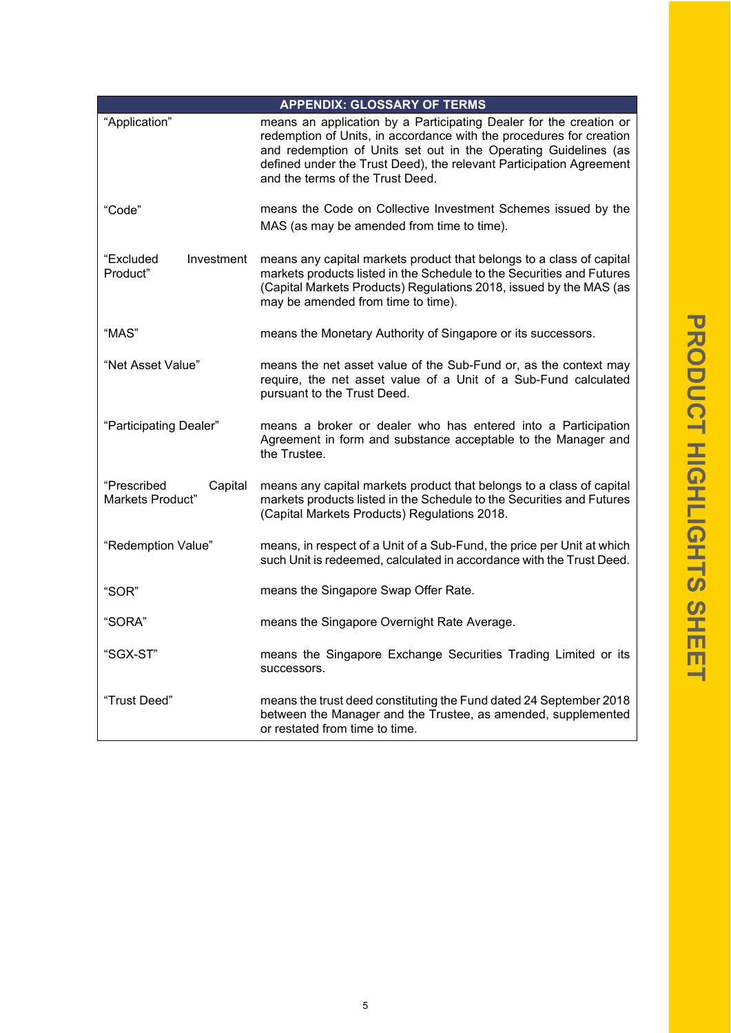| APPENDIX: GLOSSARY OF TERMS | |
|---|---|
| "Application" | means an application by a Participating Dealer for the creation or redemption of Units, in accordance with the procedures for creation and redemption of Units set out in the Operating Guidelines (as defined under the Trust Deed), the relevant Participation Agreement and the terms of the Trust Deed. |
| "Code" | means the Code on Collective Investment Schemes issued by the MAS (as may be amended from time to time). |
| "Excluded Investment Product" | means any capital markets product that belongs to a class of capital markets products listed in the Schedule to the Securities and Futures (Capital Markets Products) Regulations 2018, issued by the MAS (as may be amended from time to time). |
| "MAS" | means the Monetary Authority of Singapore or its successors. |
| "Net Asset Value" | means the net asset value of the Sub-Fund or, as the context may require, the net asset value of a Unit of a Sub-Fund calculated pursuant to the Trust Deed. |
| "Participating Dealer" | means a broker or dealer who has entered into a Participation Agreement in form and substance acceptable to the Manager and the Trustee. |
| "Prescribed Capital Markets Product" | means any capital markets product that belongs to a class of capital markets products listed in the Schedule to the Securities and Futures (Capital Markets Products) Regulations 2018. |
| "Redemption Value" | means, in respect of a Unit of a Sub-Fund, the price per Unit at which such Unit is redeemed, calculated in accordance with the Trust Deed. |
| "SOR" | means the Singapore Swap Offer Rate. |
| "SORA" | means the Singapore Overnight Rate Average. |
| "SGX-ST" | means the Singapore Exchange Securities Trading Limited or its successors. |
| "Trust Deed" | means the trust deed constituting the Fund dated 24 September 2018 between the Manager and the Trustee, as amended, supplemented or restated from time to time. |